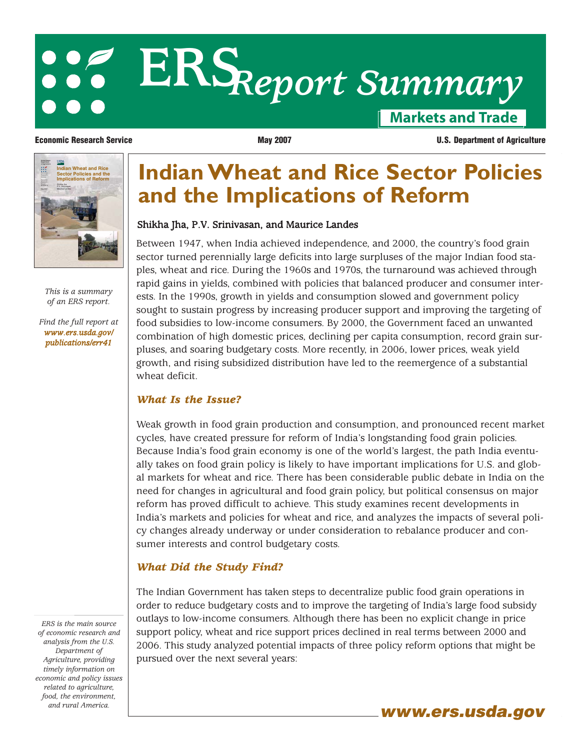# ERS Report Summary

**Markets and Trade**

**Economic Research Service** | **May 2007** | **U.S. Department of Agriculture**

*This is a summary of an ERS report.*

*Find the full report at www.ers.usda.gov/publications/err41*

# Indian Wheat and Rice Sector Policies and the Implications of Reform

**Shikha Jha, P.V. Srinivasan, and Maurice Landes**

Between 1947, when India achieved independence, and 2000, the country's food grain sector turned perennially large deficits into large surpluses of the major Indian food staples, wheat and rice. During the 1960s and 1970s, the turnaround was achieved through rapid gains in yields, combined with policies that balanced producer and consumer interests. In the 1990s, growth in yields and consumption slowed and government policy sought to sustain progress by increasing producer support and improving the targeting of food subsidies to low-income consumers. By 2000, the Government faced an unwanted combination of high domestic prices, declining per capita consumption, record grain surpluses, and soaring budgetary costs. More recently, in 2006, lower prices, weak yield growth, and rising subsidized distribution have led to the reemergence of a substantial wheat deficit.

## *What Is the Issue?*

Weak growth in food grain production and consumption, and pronounced recent market cycles, have created pressure for reform of India's longstanding food grain policies. Because India's food grain economy is one of the world's largest, the path India eventually takes on food grain policy is likely to have important implications for U.S. and global markets for wheat and rice. There has been considerable public debate in India on the need for changes in agricultural and food grain policy, but political consensus on major reform has proved difficult to achieve. This study examines recent developments in India's markets and policies for wheat and rice, and analyzes the impacts of several policy changes already underway or under consideration to rebalance producer and consumer interests and control budgetary costs.

## *What Did the Study Find?*

The Indian Government has taken steps to decentralize public food grain operations in order to reduce budgetary costs and to improve the targeting of India's large food subsidy outlays to low-income consumers. Although there has been no explicit change in price support policy, wheat and rice support prices declined in real terms between 2000 and 2006. This study analyzed potential impacts of three policy reform options that might be pursued over the next several years:

*ERS is the main source of economic research and analysis from the U.S. Department of Agriculture, providing timely information on economic and policy issues related to agriculture, food, the environment, and rural America.*

**www.ers.usda.gov**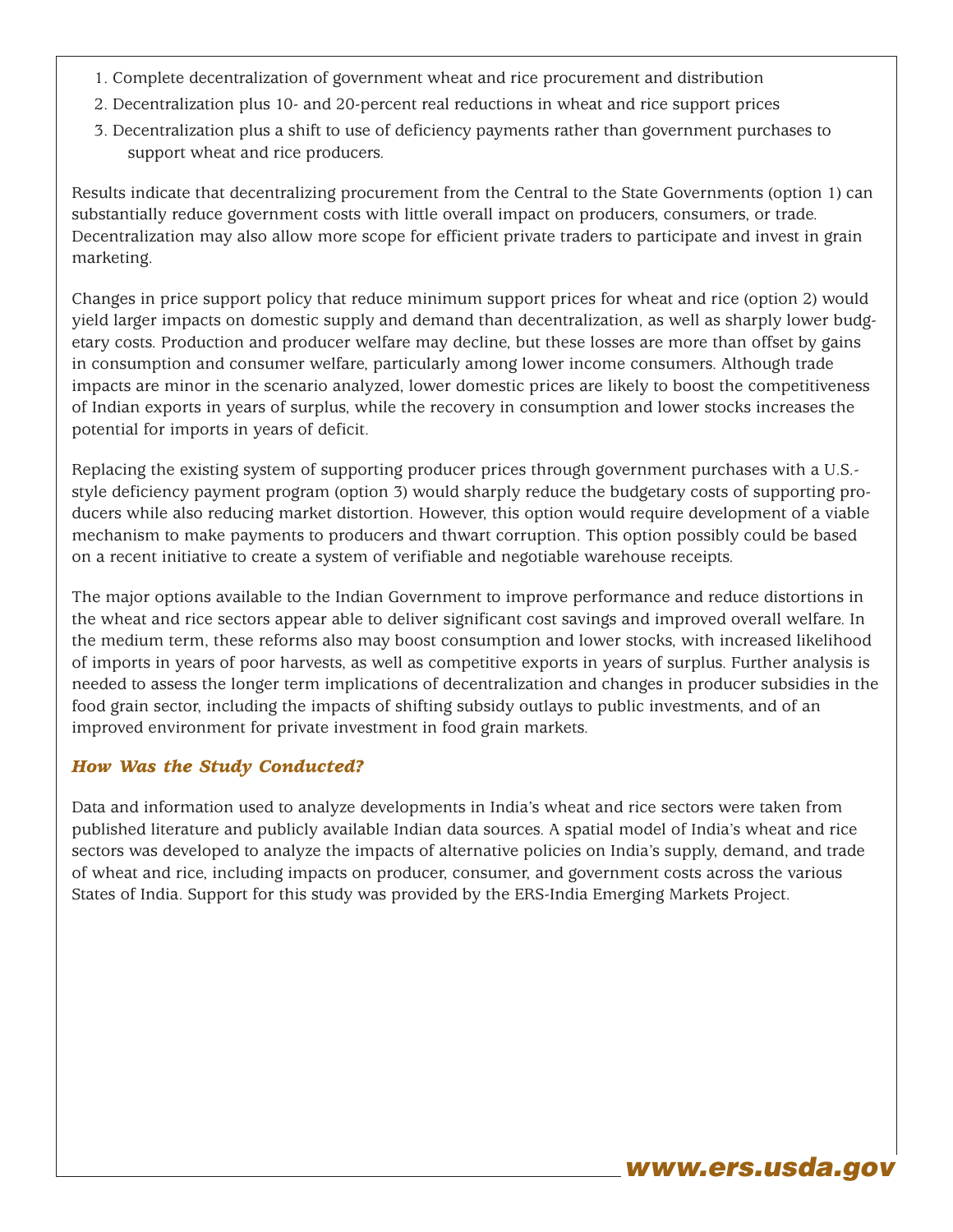1. Complete decentralization of government wheat and rice procurement and distribution
2. Decentralization plus 10- and 20-percent real reductions in wheat and rice support prices
3. Decentralization plus a shift to use of deficiency payments rather than government purchases to support wheat and rice producers.

Results indicate that decentralizing procurement from the Central to the State Governments (option 1) can substantially reduce government costs with little overall impact on producers, consumers, or trade. Decentralization may also allow more scope for efficient private traders to participate and invest in grain marketing.

Changes in price support policy that reduce minimum support prices for wheat and rice (option 2) would yield larger impacts on domestic supply and demand than decentralization, as well as sharply lower budgetary costs. Production and producer welfare may decline, but these losses are more than offset by gains in consumption and consumer welfare, particularly among lower income consumers. Although trade impacts are minor in the scenario analyzed, lower domestic prices are likely to boost the competitiveness of Indian exports in years of surplus, while the recovery in consumption and lower stocks increases the potential for imports in years of deficit.

Replacing the existing system of supporting producer prices through government purchases with a U.S.-style deficiency payment program (option 3) would sharply reduce the budgetary costs of supporting producers while also reducing market distortion. However, this option would require development of a viable mechanism to make payments to producers and thwart corruption. This option possibly could be based on a recent initiative to create a system of verifiable and negotiable warehouse receipts.

The major options available to the Indian Government to improve performance and reduce distortions in the wheat and rice sectors appear able to deliver significant cost savings and improved overall welfare. In the medium term, these reforms also may boost consumption and lower stocks, with increased likelihood of imports in years of poor harvests, as well as competitive exports in years of surplus. Further analysis is needed to assess the longer term implications of decentralization and changes in producer subsidies in the food grain sector, including the impacts of shifting subsidy outlays to public investments, and of an improved environment for private investment in food grain markets.

### *How Was the Study Conducted?*

Data and information used to analyze developments in India's wheat and rice sectors were taken from published literature and publicly available Indian data sources. A spatial model of India's wheat and rice sectors was developed to analyze the impacts of alternative policies on India's supply, demand, and trade of wheat and rice, including impacts on producer, consumer, and government costs across the various States of India. Support for this study was provided by the ERS-India Emerging Markets Project.

**www.ers.usda.gov**